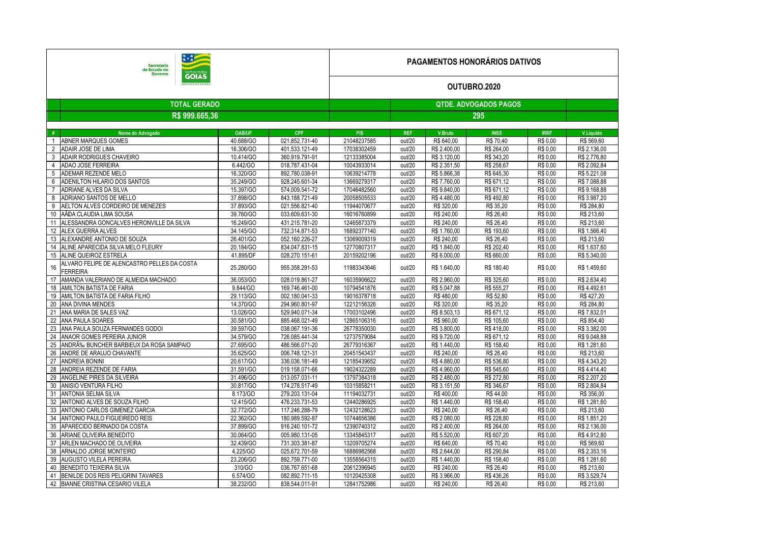Secretaria de Estado do Governo

Somos todos GOIÁS

## PAGAMENTOS HONORÁRIOS DATIVOS

## OUTUBRO.2020

| TOTAL GERADO | QTDE. ADVOGADOS PAGOS |
|---|---|
| R$ 999.665,36 | 295 |

| # | Nome do Advogado | OAB/UF | CPF | PIS | REF | V.Bruto | INSS | IRRF | V.Liquido |
|---|---|---|---|---|---|---|---|---|---|
| 1 | ABNER MARQUES GOMES | 40.688/GO | 021.852.731-40 | 21048237585 | out/20 | R$ 640,00 | R$ 70,40 | R$ 0,00 | R$ 569,60 |
| 2 | ADAIR JOSE DE LIMA | 16.306/GO | 401.533.121-49 | 17038302459 | out/20 | R$ 2.400,00 | R$ 264,00 | R$ 0,00 | R$ 2.136,00 |
| 3 | ADAIR RODRIGUES CHAVEIRO | 10.414/GO | 360.919.791-91 | 12133385004 | out/20 | R$ 3.120,00 | R$ 343,20 | R$ 0,00 | R$ 2.776,80 |
| 4 | ADAO JOSE FERREIRA | 6.442/GO | 018.787.431-04 | 10043933014 | out/20 | R$ 2.351,50 | R$ 258,67 | R$ 0,00 | R$ 2.092,84 |
| 5 | ADEMAR REZENDE MELO | 16.320/GO | 892.780.038-91 | 10639214778 | out/20 | R$ 5.866,38 | R$ 645,30 | R$ 0,00 | R$ 5.221,08 |
| 6 | ADENILTON HILARIO DOS SANTOS | 35.249/GO | 928.245.601-34 | 13669279317 | out/20 | R$ 7.760,00 | R$ 671,12 | R$ 0,00 | R$ 7.088,88 |
| 7 | ADRIANE ALVES DA SILVA | 15.397/GO | 574.009.541-72 | 17046482560 | out/20 | R$ 9.840,00 | R$ 671,12 | R$ 0,00 | R$ 9.168,88 |
| 8 | ADRIANO SANTOS DE MELLO | 37.898/GO | 843.188.721-49 | 20058505533 | out/20 | R$ 4.480,00 | R$ 492,80 | R$ 0,00 | R$ 3.987,20 |
| 9 | AELTON ALVES CORDEIRO DE MENEZES | 37.893/GO | 021.556.821-40 | 11944070677 | out/20 | R$ 320,00 | R$ 35,20 | R$ 0,00 | R$ 284,80 |
| 10 | AÃDA CLAUDIA LIMA SOUSA | 39.760/GO | 033.609.631-30 | 16016760899 | out/20 | R$ 240,00 | R$ 26,40 | R$ 0,00 | R$ 213,60 |
| 11 | ALESSANDRA GONCALVES HERONVILLE DA SILVA | 16.249/GO | 431.215.781-20 | 12465873379 | out/20 | R$ 240,00 | R$ 26,40 | R$ 0,00 | R$ 213,60 |
| 12 | ALEX GUERRA ALVES | 34.145/GO | 732.314.871-53 | 16892377140 | out/20 | R$ 1.760,00 | R$ 193,60 | R$ 0,00 | R$ 1.566,40 |
| 13 | ALEXANDRE ANTONIO DE SOUZA | 26.401/GO | 052.160.226-27 | 13069009319 | out/20 | R$ 240,00 | R$ 26,40 | R$ 0,00 | R$ 213,60 |
| 14 | ALINE APARECIDA SILVA MELO FLEURY | 20.184/GO | 834.047.831-15 | 12770807317 | out/20 | R$ 1.840,00 | R$ 202,40 | R$ 0,00 | R$ 1.637,60 |
| 15 | ALINE QUEIROZ ESTRELA | 41.895/DF | 028.270.151-61 | 20159202196 | out/20 | R$ 6.000,00 | R$ 660,00 | R$ 0,00 | R$ 5.340,00 |
| 16 | ALVARO FELIPE DE ALENCASTRO PELLES DA COSTA FERREIRA | 25.280/GO | 955.358.291-53 | 11983343646 | out/20 | R$ 1.640,00 | R$ 180,40 | R$ 0,00 | R$ 1.459,60 |
| 17 | AMANDA VALERIANO DE ALMEIDA MACHADO | 36.053/GO | 028.019.861-27 | 16035906622 | out/20 | R$ 2.960,00 | R$ 325,60 | R$ 0,00 | R$ 2.634,40 |
| 18 | AMILTON BATISTA DE FARIA | 9.844/GO | 169.746.461-00 | 10794541876 | out/20 | R$ 5.047,88 | R$ 555,27 | R$ 0,00 | R$ 4.492,61 |
| 19 | AMILTON BATISTA DE FARIA FILHO | 29.113/GO | 002.180.041-33 | 19016378718 | out/20 | R$ 480,00 | R$ 52,80 | R$ 0,00 | R$ 427,20 |
| 20 | ANA DIVINA MENDES | 14.370/GO | 294.960.801-97 | 12212156326 | out/20 | R$ 320,00 | R$ 35,20 | R$ 0,00 | R$ 284,80 |
| 21 | ANA MARIA DE SALES VAZ | 13.026/GO | 529.940.071-34 | 17003102496 | out/20 | R$ 8.503,13 | R$ 671,12 | R$ 0,00 | R$ 7.832,01 |
| 22 | ANA PAULA SOARES | 30.581/GO | 885.468.021-49 | 12865106316 | out/20 | R$ 960,00 | R$ 105,60 | R$ 0,00 | R$ 854,40 |
| 23 | ANA PAULA SOUZA FERNANDES GODOI | 39.597/GO | 038.067.191-36 | 26778350030 | out/20 | R$ 3.800,00 | R$ 418,00 | R$ 0,00 | R$ 3.382,00 |
| 24 | ANAOR GOMES PEREIRA JUNIOR | 34.579/GO | 726.085.441-34 | 12737579084 | out/20 | R$ 9.720,00 | R$ 671,12 | R$ 0,00 | R$ 9.048,88 |
| 25 | ANDRÃ‰ BUNCHER BARBIEUX DA ROSA SAMPAIO | 27.695/GO | 486.566.071-20 | 26779316367 | out/20 | R$ 1.440,00 | R$ 158,40 | R$ 0,00 | R$ 1.281,60 |
| 26 | ANDRE DE ARAUJO CHAVANTE | 35.625/GO | 006.748.121-31 | 20451543437 | out/20 | R$ 240,00 | R$ 26,40 | R$ 0,00 | R$ 213,60 |
| 27 | ANDREIA BONINI | 20.617/GO | 336.036.181-49 | 12185439652 | out/20 | R$ 4.880,00 | R$ 536,80 | R$ 0,00 | R$ 4.343,20 |
| 28 | ANDREIA REZENDE DE FARIA | 31.591/GO | 019.158.071-66 | 19024322289 | out/20 | R$ 4.960,00 | R$ 545,60 | R$ 0,00 | R$ 4.414,40 |
| 29 | ANGELINE PIRES DA SILVEIRA | 31.496/GO | 013.057.031-11 | 13797384318 | out/20 | R$ 2.480,00 | R$ 272,80 | R$ 0,00 | R$ 2.207,20 |
| 30 | ANISIO VENTURA FILHO | 30.817/GO | 174.278.517-49 | 10315858211 | out/20 | R$ 3.151,50 | R$ 346,67 | R$ 0,00 | R$ 2.804,84 |
| 31 | ANTONIA SELMA SILVA | 8.173/GO | 279.203.131-04 | 11194032731 | out/20 | R$ 400,00 | R$ 44,00 | R$ 0,00 | R$ 356,00 |
| 32 | ANTONIO ALVES DE SOUZA FILHO | 12.415/GO | 476.233.731-53 | 12440286925 | out/20 | R$ 1.440,00 | R$ 158,40 | R$ 0,00 | R$ 1.281,60 |
| 33 | ANTONIO CARLOS GIMENEZ GARCIA | 32.772/GO | 117.246.288-79 | 12432128623 | out/20 | R$ 240,00 | R$ 26,40 | R$ 0,00 | R$ 213,60 |
| 34 | ANTONIO PAULO FIGUEIREDO REIS | 22.362/GO | 180.989.592-87 | 10744656386 | out/20 | R$ 2.080,00 | R$ 228,80 | R$ 0,00 | R$ 1.851,20 |
| 35 | APARECIDO BERNADO DA COSTA | 37.899/GO | 916.240.101-72 | 12390740312 | out/20 | R$ 2.400,00 | R$ 264,00 | R$ 0,00 | R$ 2.136,00 |
| 36 | ARIANE OLIVEIRA BENEDITO | 30.064/GO | 005.980.131-05 | 13345845317 | out/20 | R$ 5.520,00 | R$ 607,20 | R$ 0,00 | R$ 4.912,80 |
| 37 | ARLEN MACHADO DE OLIVEIRA | 32.439/GO | 731.303.381-87 | 13209705274 | out/20 | R$ 640,00 | R$ 70,40 | R$ 0,00 | R$ 569,60 |
| 38 | ARNALDO JORGE MONTEIRO | 4.225/GO | 025.672.701-59 | 16886982568 | out/20 | R$ 2.644,00 | R$ 290,84 | R$ 0,00 | R$ 2.353,16 |
| 39 | AUGUSTO VILELA PEREIRA | 23.206/GO | 892.759.771-00 | 13558564315 | out/20 | R$ 1.440,00 | R$ 158,40 | R$ 0,00 | R$ 1.281,60 |
| 40 | BENEDITO TEIXEIRA SILVA | 310/GO | 036.767.651-68 | 20612396945 | out/20 | R$ 240,00 | R$ 26,40 | R$ 0,00 | R$ 213,60 |
| 41 | BENILDE DOS REIS PELIGRINI TAVARES | 6.574/GO | 082.892.711-15 | 10120425308 | out/20 | R$ 3.966,00 | R$ 436,26 | R$ 0,00 | R$ 3.529,74 |
| 42 | BIANNE CRISTINA CESARIO VILELA | 38.232/GO | 838.544.011-91 | 12841752986 | out/20 | R$ 240,00 | R$ 26,40 | R$ 0,00 | R$ 213,60 |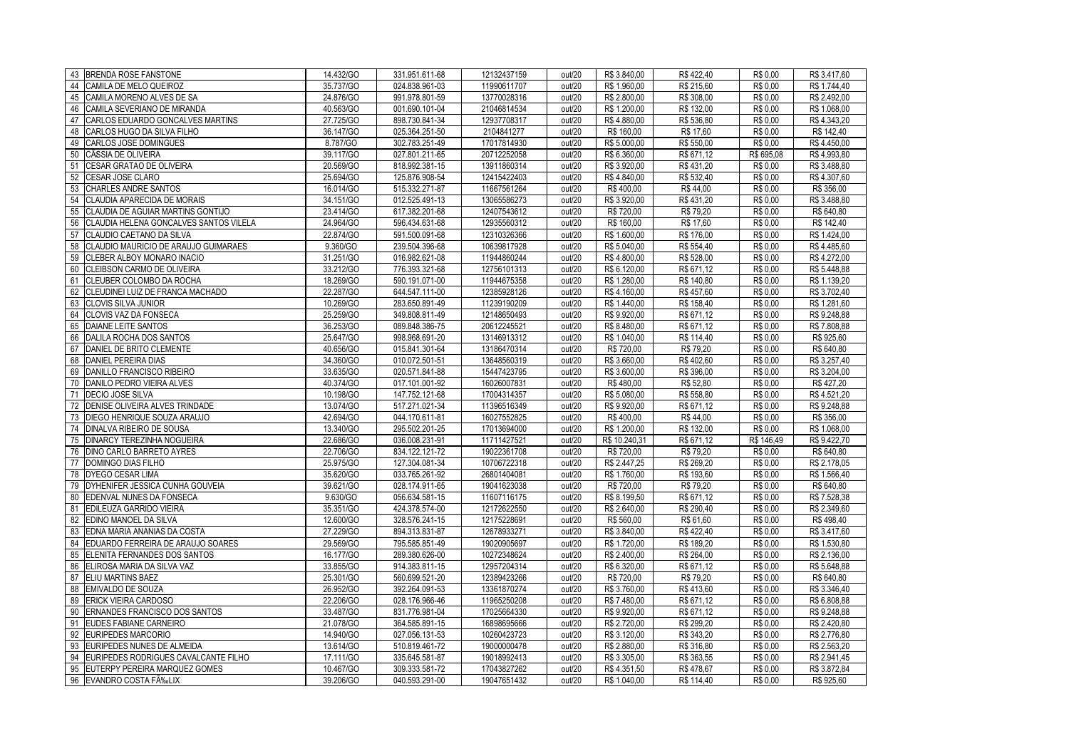| | | | | | | | | | |
|---|---|---|---|---|---|---|---|---|---|
| 43 | BRENDA ROSE FANSTONE | 14.432/GO | 331.951.611-68 | 12132437159 | out/20 | R$ 3.840,00 | R$ 422,40 | R$ 0,00 | R$ 3.417,60 |
| 44 | CAMILA DE MELO QUEIROZ | 35.737/GO | 024.838.961-03 | 11990611707 | out/20 | R$ 1.960,00 | R$ 215,60 | R$ 0,00 | R$ 1.744,40 |
| 45 | CAMILA MORENO ALVES DE SA | 24.876/GO | 991.978.801-59 | 13770028316 | out/20 | R$ 2.800,00 | R$ 308,00 | R$ 0,00 | R$ 2.492,00 |
| 46 | CAMILA SEVERIANO DE MIRANDA | 40.563/GO | 001.690.101-04 | 21046814534 | out/20 | R$ 1.200,00 | R$ 132,00 | R$ 0,00 | R$ 1.068,00 |
| 47 | CARLOS EDUARDO GONCALVES MARTINS | 27.725/GO | 898.730.841-34 | 12937708317 | out/20 | R$ 4.880,00 | R$ 536,80 | R$ 0,00 | R$ 4.343,20 |
| 48 | CARLOS HUGO DA SILVA FILHO | 36.147/GO | 025.364.251-50 | 2104841277 | out/20 | R$ 160,00 | R$ 17,60 | R$ 0,00 | R$ 142,40 |
| 49 | CARLOS JOSE DOMINGUES | 8.787/GO | 302.783.251-49 | 17017814930 | out/20 | R$ 5.000,00 | R$ 550,00 | R$ 0,00 | R$ 4.450,00 |
| 50 | CÃSSIA DE OLIVEIRA | 39.117/GO | 027.801.211-65 | 20712252058 | out/20 | R$ 6.360,00 | R$ 671,12 | R$ 695,08 | R$ 4.993,80 |
| 51 | CESAR GRATAO DE OLIVEIRA | 20.569/GO | 818.992.381-15 | 13911860314 | out/20 | R$ 3.920,00 | R$ 431,20 | R$ 0,00 | R$ 3.488,80 |
| 52 | CESAR JOSE CLARO | 25.694/GO | 125.876.908-54 | 12415422403 | out/20 | R$ 4.840,00 | R$ 532,40 | R$ 0,00 | R$ 4.307,60 |
| 53 | CHARLES ANDRE SANTOS | 16.014/GO | 515.332.271-87 | 11667561264 | out/20 | R$ 400,00 | R$ 44,00 | R$ 0,00 | R$ 356,00 |
| 54 | CLAUDIA APARECIDA DE MORAIS | 34.151/GO | 012.525.491-13 | 13065586273 | out/20 | R$ 3.920,00 | R$ 431,20 | R$ 0,00 | R$ 3.488,80 |
| 55 | CLAUDIA DE AGUIAR MARTINS GONTIJO | 23.414/GO | 617.382.201-68 | 12407543612 | out/20 | R$ 720,00 | R$ 79,20 | R$ 0,00 | R$ 640,80 |
| 56 | CLAUDIA HELENA GONCALVES SANTOS VILELA | 24.964/GO | 596.434.631-68 | 12935560312 | out/20 | R$ 160,00 | R$ 17,60 | R$ 0,00 | R$ 142,40 |
| 57 | CLAUDIO CAETANO DA SILVA | 22.874/GO | 591.500.091-68 | 12310326366 | out/20 | R$ 1.600,00 | R$ 176,00 | R$ 0,00 | R$ 1.424,00 |
| 58 | CLAUDIO MAURICIO DE ARAUJO GUIMARAES | 9.360/GO | 239.504.396-68 | 10639817928 | out/20 | R$ 5.040,00 | R$ 554,40 | R$ 0,00 | R$ 4.485,60 |
| 59 | CLEBER ALBOY MONARO INACIO | 31.251/GO | 016.982.621-08 | 11944860244 | out/20 | R$ 4.800,00 | R$ 528,00 | R$ 0,00 | R$ 4.272,00 |
| 60 | CLEIBSON CARMO DE OLIVEIRA | 33.212/GO | 776.393.321-68 | 12756101313 | out/20 | R$ 6.120,00 | R$ 671,12 | R$ 0,00 | R$ 5.448,88 |
| 61 | CLEUBER COLOMBO DA ROCHA | 18.269/GO | 590.191.071-00 | 11944675358 | out/20 | R$ 1.280,00 | R$ 140,80 | R$ 0,00 | R$ 1.139,20 |
| 62 | CLEUDINEI LUIZ DE FRANCA MACHADO | 22.287/GO | 644.547.111-00 | 12385928126 | out/20 | R$ 4.160,00 | R$ 457,60 | R$ 0,00 | R$ 3.702,40 |
| 63 | CLOVIS SILVA JUNIOR | 10.269/GO | 283.650.891-49 | 11239190209 | out/20 | R$ 1.440,00 | R$ 158,40 | R$ 0,00 | R$ 1.281,60 |
| 64 | CLOVIS VAZ DA FONSECA | 25.259/GO | 349.808.811-49 | 12148650493 | out/20 | R$ 9.920,00 | R$ 671,12 | R$ 0,00 | R$ 9.248,88 |
| 65 | DAIANE LEITE SANTOS | 36.253/GO | 089.848.386-75 | 20612245521 | out/20 | R$ 8.480,00 | R$ 671,12 | R$ 0,00 | R$ 7.808,88 |
| 66 | DALILA ROCHA DOS SANTOS | 25.647/GO | 998.968.691-20 | 13146913312 | out/20 | R$ 1.040,00 | R$ 114,40 | R$ 0,00 | R$ 925,60 |
| 67 | DANIEL DE BRITO CLEMENTE | 40.656/GO | 015.841.301-64 | 13186470314 | out/20 | R$ 720,00 | R$ 79,20 | R$ 0,00 | R$ 640,80 |
| 68 | DANIEL PEREIRA DIAS | 34.360/GO | 010.072.501-51 | 13648560319 | out/20 | R$ 3.660,00 | R$ 402,60 | R$ 0,00 | R$ 3.257,40 |
| 69 | DANILLO FRANCISCO RIBEIRO | 33.635/GO | 020.571.841-88 | 15447423795 | out/20 | R$ 3.600,00 | R$ 396,00 | R$ 0,00 | R$ 3.204,00 |
| 70 | DANILO PEDRO VIEIRA ALVES | 40.374/GO | 017.101.001-92 | 16026007831 | out/20 | R$ 480,00 | R$ 52,80 | R$ 0,00 | R$ 427,20 |
| 71 | DECIO JOSE SILVA | 10.198/GO | 147.752.121-68 | 17004314357 | out/20 | R$ 5.080,00 | R$ 558,80 | R$ 0,00 | R$ 4.521,20 |
| 72 | DENISE OLIVEIRA ALVES TRINDADE | 13.074/GO | 517.271.021-34 | 11396516349 | out/20 | R$ 9.920,00 | R$ 671,12 | R$ 0,00 | R$ 9.248,88 |
| 73 | DIEGO HENRIQUE SOUZA ARAUJO | 42.694/GO | 044.170.611-81 | 16027552825 | out/20 | R$ 400,00 | R$ 44,00 | R$ 0,00 | R$ 356,00 |
| 74 | DINALVA RIBEIRO DE SOUSA | 13.340/GO | 295.502.201-25 | 17013694000 | out/20 | R$ 1.200,00 | R$ 132,00 | R$ 0,00 | R$ 1.068,00 |
| 75 | DINARCY TEREZINHA NOGUEIRA | 22.686/GO | 036.008.231-91 | 11711427521 | out/20 | R$ 10.240,31 | R$ 671,12 | R$ 146,49 | R$ 9.422,70 |
| 76 | DINO CARLO BARRETO AYRES | 22.706/GO | 834.122.121-72 | 19022361708 | out/20 | R$ 720,00 | R$ 79,20 | R$ 0,00 | R$ 640,80 |
| 77 | DOMINGO DIAS FILHO | 25.975/GO | 127.304.081-34 | 10706722318 | out/20 | R$ 2.447,25 | R$ 269,20 | R$ 0,00 | R$ 2.178,05 |
| 78 | DYEGO CESAR LIMA | 35.620/GO | 033.765.261-92 | 26801404081 | out/20 | R$ 1.760,00 | R$ 193,60 | R$ 0,00 | R$ 1.566,40 |
| 79 | DYHENIFER JESSICA CUNHA GOUVEIA | 39.621/GO | 028.174.911-65 | 19041623038 | out/20 | R$ 720,00 | R$ 79,20 | R$ 0,00 | R$ 640,80 |
| 80 | EDENVAL NUNES DA FONSECA | 9.630/GO | 056.634.581-15 | 11607116175 | out/20 | R$ 8.199,50 | R$ 671,12 | R$ 0,00 | R$ 7.528,38 |
| 81 | EDILEUZA GARRIDO VIEIRA | 35.351/GO | 424.378.574-00 | 12172622550 | out/20 | R$ 2.640,00 | R$ 290,40 | R$ 0,00 | R$ 2.349,60 |
| 82 | EDINO MANOEL DA SILVA | 12.600/GO | 328.576.241-15 | 12175228691 | out/20 | R$ 560,00 | R$ 61,60 | R$ 0,00 | R$ 498,40 |
| 83 | EDNA MARIA ANANIAS DA COSTA | 27.229/GO | 894.313.831-87 | 12678933271 | out/20 | R$ 3.840,00 | R$ 422,40 | R$ 0,00 | R$ 3.417,60 |
| 84 | EDUARDO FERREIRA DE ARAUJO SOARES | 29.569/GO | 795.585.851-49 | 19020905697 | out/20 | R$ 1.720,00 | R$ 189,20 | R$ 0,00 | R$ 1.530,80 |
| 85 | ELENITA FERNANDES DOS SANTOS | 16.177/GO | 289.380.626-00 | 10272348624 | out/20 | R$ 2.400,00 | R$ 264,00 | R$ 0,00 | R$ 2.136,00 |
| 86 | ELIROSA MARIA DA SILVA VAZ | 33.855/GO | 914.383.811-15 | 12957204314 | out/20 | R$ 6.320,00 | R$ 671,12 | R$ 0,00 | R$ 5.648,88 |
| 87 | ELIU MARTINS BAEZ | 25.301/GO | 560.699.521-20 | 12389423266 | out/20 | R$ 720,00 | R$ 79,20 | R$ 0,00 | R$ 640,80 |
| 88 | EMIVALDO DE SOUZA | 26.952/GO | 392.264.091-53 | 13361870274 | out/20 | R$ 3.760,00 | R$ 413,60 | R$ 0,00 | R$ 3.346,40 |
| 89 | ERICK VIEIRA CARDOSO | 22.206/GO | 028.176.966-46 | 11965250208 | out/20 | R$ 7.480,00 | R$ 671,12 | R$ 0,00 | R$ 6.808,88 |
| 90 | ERNANDES FRANCISCO DOS SANTOS | 33.487/GO | 831.776.981-04 | 17025664330 | out/20 | R$ 9.920,00 | R$ 671,12 | R$ 0,00 | R$ 9.248,88 |
| 91 | EUDES FABIANE CARNEIRO | 21.078/GO | 364.585.891-15 | 16898695666 | out/20 | R$ 2.720,00 | R$ 299,20 | R$ 0,00 | R$ 2.420,80 |
| 92 | EURIPEDES MARCORIO | 14.940/GO | 027.056.131-53 | 10260423723 | out/20 | R$ 3.120,00 | R$ 343,20 | R$ 0,00 | R$ 2.776,80 |
| 93 | EURIPEDES NUNES DE ALMEIDA | 13.614/GO | 510.819.461-72 | 19000000478 | out/20 | R$ 2.880,00 | R$ 316,80 | R$ 0,00 | R$ 2.563,20 |
| 94 | EURIPEDES RODRIGUES CAVALCANTE FILHO | 17.111/GO | 335.645.581-87 | 19018992413 | out/20 | R$ 3.305,00 | R$ 363,55 | R$ 0,00 | R$ 2.941,45 |
| 95 | EUTERPY PEREIRA MARQUEZ GOMES | 10.467/GO | 309.333.581-72 | 17043827262 | out/20 | R$ 4.351,50 | R$ 478,67 | R$ 0,00 | R$ 3.872,84 |
| 96 | EVANDRO COSTA FÃ‰LIX | 39.206/GO | 040.593.291-00 | 19047651432 | out/20 | R$ 1.040,00 | R$ 114,40 | R$ 0,00 | R$ 925,60 |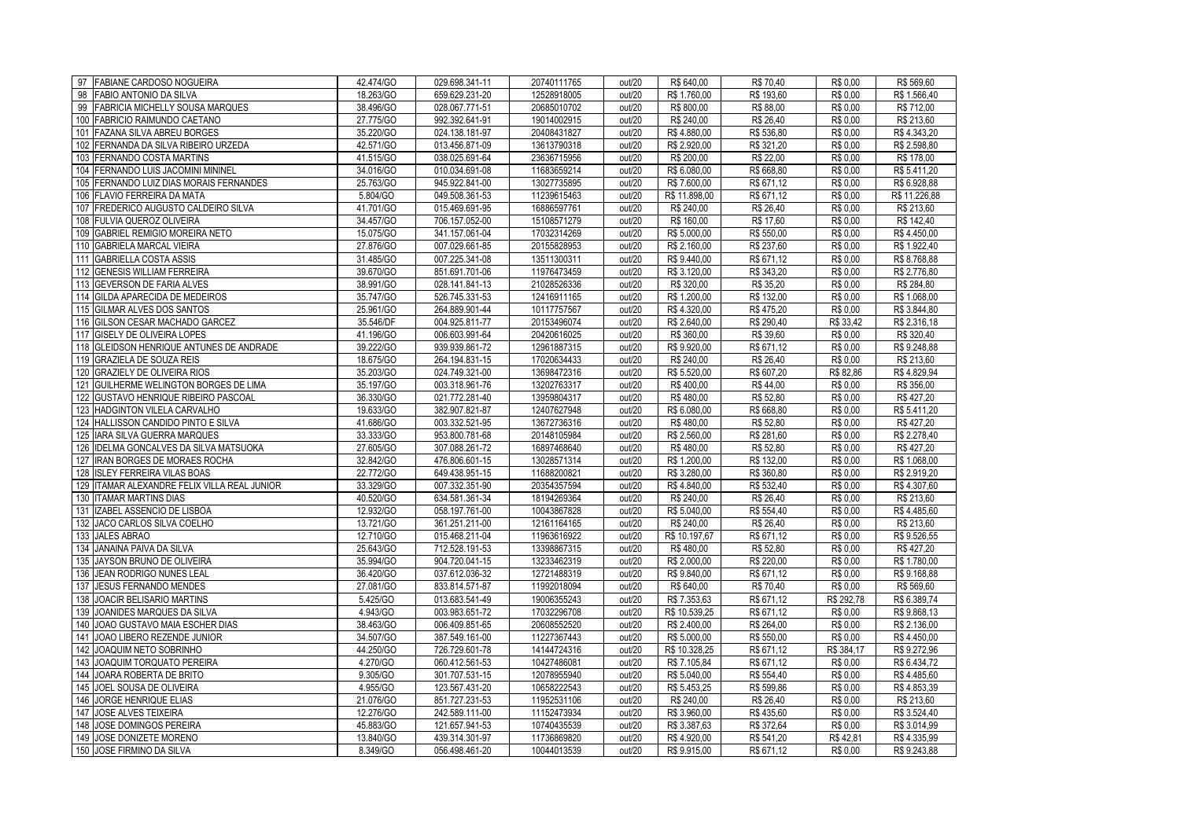| | | | | | | | | | |
|---|---|---|---|---|---|---|---|---|---|
| 97 | FABIANE CARDOSO NOGUEIRA | 42.474/GO | 029.698.341-11 | 20740111765 | out/20 | R$ 640,00 | R$ 70,40 | R$ 0,00 | R$ 569,60 |
| 98 | FABIO ANTONIO DA SILVA | 18.263/GO | 659.629.231-20 | 12528918005 | out/20 | R$ 1.760,00 | R$ 193,60 | R$ 0,00 | R$ 1.566,40 |
| 99 | FABRICIA MICHELLY SOUSA MARQUES | 38.496/GO | 028.067.771-51 | 20685010702 | out/20 | R$ 800,00 | R$ 88,00 | R$ 0,00 | R$ 712,00 |
| 100 | FABRICIO RAIMUNDO CAETANO | 27.775/GO | 992.392.641-91 | 19014002915 | out/20 | R$ 240,00 | R$ 26,40 | R$ 0,00 | R$ 213,60 |
| 101 | FAZANA SILVA ABREU BORGES | 35.220/GO | 024.138.181-97 | 20408431827 | out/20 | R$ 4.880,00 | R$ 536,80 | R$ 0,00 | R$ 4.343,20 |
| 102 | FERNANDA DA SILVA RIBEIRO URZEDA | 42.571/GO | 013.456.871-09 | 13613790318 | out/20 | R$ 2.920,00 | R$ 321,20 | R$ 0,00 | R$ 2.598,80 |
| 103 | FERNANDO COSTA MARTINS | 41.515/GO | 038.025.691-64 | 23636715956 | out/20 | R$ 200,00 | R$ 22,00 | R$ 0,00 | R$ 178,00 |
| 104 | FERNANDO LUIS JACOMINI MININEL | 34.016/GO | 010.034.691-08 | 11683659214 | out/20 | R$ 6.080,00 | R$ 668,80 | R$ 0,00 | R$ 5.411,20 |
| 105 | FERNANDO LUIZ DIAS MORAIS FERNANDES | 25.763/GO | 945.922.841-00 | 13027735895 | out/20 | R$ 7.600,00 | R$ 671,12 | R$ 0,00 | R$ 6.928,88 |
| 106 | FLAVIO FERREIRA DA MATA | 5.804/GO | 049.508.361-53 | 11239615463 | out/20 | R$ 11.898,00 | R$ 671,12 | R$ 0,00 | R$ 11.226,88 |
| 107 | FREDERICO AUGUSTO CALDEIRO SILVA | 41.701/GO | 015.469.691-95 | 16886597761 | out/20 | R$ 240,00 | R$ 26,40 | R$ 0,00 | R$ 213,60 |
| 108 | FULVIA QUEROZ OLIVEIRA | 34.457/GO | 706.157.052-00 | 15108571279 | out/20 | R$ 160,00 | R$ 17,60 | R$ 0,00 | R$ 142,40 |
| 109 | GABRIEL REMIGIO MOREIRA NETO | 15.075/GO | 341.157.061-04 | 17032314269 | out/20 | R$ 5.000,00 | R$ 550,00 | R$ 0,00 | R$ 4.450,00 |
| 110 | GABRIELA MARCAL VIEIRA | 27.876/GO | 007.029.661-85 | 20155828953 | out/20 | R$ 2.160,00 | R$ 237,60 | R$ 0,00 | R$ 1.922,40 |
| 111 | GABRIELLA COSTA ASSIS | 31.485/GO | 007.225.341-08 | 13511300311 | out/20 | R$ 9.440,00 | R$ 671,12 | R$ 0,00 | R$ 8.768,88 |
| 112 | GENESIS WILLIAM FERREIRA | 39.670/GO | 851.691.701-06 | 11976473459 | out/20 | R$ 3.120,00 | R$ 343,20 | R$ 0,00 | R$ 2.776,80 |
| 113 | GEVERSON DE FARIA ALVES | 38.991/GO | 028.141.841-13 | 21028526336 | out/20 | R$ 320,00 | R$ 35,20 | R$ 0,00 | R$ 284,80 |
| 114 | GILDA APARECIDA DE MEDEIROS | 35.747/GO | 526.745.331-53 | 12416911165 | out/20 | R$ 1.200,00 | R$ 132,00 | R$ 0,00 | R$ 1.068,00 |
| 115 | GILMAR ALVES DOS SANTOS | 25.961/GO | 264.889.901-44 | 10117757567 | out/20 | R$ 4.320,00 | R$ 475,20 | R$ 0,00 | R$ 3.844,80 |
| 116 | GILSON CESAR MACHADO GARCEZ | 35.546/DF | 004.925.811-77 | 20153496074 | out/20 | R$ 2.640,00 | R$ 290,40 | R$ 33,42 | R$ 2.316,18 |
| 117 | GISELY DE OLIVEIRA LOPES | 41.196/GO | 006.603.991-64 | 20420616025 | out/20 | R$ 360,00 | R$ 39,60 | R$ 0,00 | R$ 320,40 |
| 118 | GLEIDSON HENRIQUE ANTUNES DE ANDRADE | 39.222/GO | 939.939.861-72 | 12961887315 | out/20 | R$ 9.920,00 | R$ 671,12 | R$ 0,00 | R$ 9.248,88 |
| 119 | GRAZIELA DE SOUZA REIS | 18.675/GO | 264.194.831-15 | 17020634433 | out/20 | R$ 240,00 | R$ 26,40 | R$ 0,00 | R$ 213,60 |
| 120 | GRAZIELY DE OLIVEIRA RIOS | 35.203/GO | 024.749.321-00 | 13698472316 | out/20 | R$ 5.520,00 | R$ 607,20 | R$ 82,86 | R$ 4.829,94 |
| 121 | GUILHERME WELINGTON BORGES DE LIMA | 35.197/GO | 003.318.961-76 | 13202763317 | out/20 | R$ 400,00 | R$ 44,00 | R$ 0,00 | R$ 356,00 |
| 122 | GUSTAVO HENRIQUE RIBEIRO PASCOAL | 36.330/GO | 021.772.281-40 | 13959804317 | out/20 | R$ 480,00 | R$ 52,80 | R$ 0,00 | R$ 427,20 |
| 123 | HADGINTON VILELA CARVALHO | 19.633/GO | 382.907.821-87 | 12407627948 | out/20 | R$ 6.080,00 | R$ 668,80 | R$ 0,00 | R$ 5.411,20 |
| 124 | HALLISSON CANDIDO PINTO E SILVA | 41.686/GO | 003.332.521-95 | 13672736316 | out/20 | R$ 480,00 | R$ 52,80 | R$ 0,00 | R$ 427,20 |
| 125 | IARA SILVA GUERRA MARQUES | 33.333/GO | 953.800.781-68 | 20148105984 | out/20 | R$ 2.560,00 | R$ 281,60 | R$ 0,00 | R$ 2.278,40 |
| 126 | IDELMA GONCALVES DA SILVA MATSUOKA | 27.605/GO | 307.088.261-72 | 16897468640 | out/20 | R$ 480,00 | R$ 52,80 | R$ 0,00 | R$ 427,20 |
| 127 | IRAN BORGES DE MORAES ROCHA | 32.842/GO | 476.806.601-15 | 13028571314 | out/20 | R$ 1.200,00 | R$ 132,00 | R$ 0,00 | R$ 1.068,00 |
| 128 | ISLEY FERREIRA VILAS BOAS | 22.772/GO | 649.438.951-15 | 11688200821 | out/20 | R$ 3.280,00 | R$ 360,80 | R$ 0,00 | R$ 2.919,20 |
| 129 | ITAMAR ALEXANDRE FELIX VILLA REAL JUNIOR | 33.329/GO | 007.332.351-90 | 20354357594 | out/20 | R$ 4.840,00 | R$ 532,40 | R$ 0,00 | R$ 4.307,60 |
| 130 | ITAMAR MARTINS DIAS | 40.520/GO | 634.581.361-34 | 18194269364 | out/20 | R$ 240,00 | R$ 26,40 | R$ 0,00 | R$ 213,60 |
| 131 | IZABEL ASSENCIO DE LISBOA | 12.932/GO | 058.197.761-00 | 10043867828 | out/20 | R$ 5.040,00 | R$ 554,40 | R$ 0,00 | R$ 4.485,60 |
| 132 | JACO CARLOS SILVA COELHO | 13.721/GO | 361.251.211-00 | 12161164165 | out/20 | R$ 240,00 | R$ 26,40 | R$ 0,00 | R$ 213,60 |
| 133 | JALES ABRAO | 12.710/GO | 015.468.211-04 | 11963616922 | out/20 | R$ 10.197,67 | R$ 671,12 | R$ 0,00 | R$ 9.526,55 |
| 134 | JANAINA PAIVA DA SILVA | 25.643/GO | 712.528.191-53 | 13398867315 | out/20 | R$ 480,00 | R$ 52,80 | R$ 0,00 | R$ 427,20 |
| 135 | JAYSON BRUNO DE OLIVEIRA | 35.994/GO | 904.720.041-15 | 13233462319 | out/20 | R$ 2.000,00 | R$ 220,00 | R$ 0,00 | R$ 1.780,00 |
| 136 | JEAN RODRIGO NUNES LEAL | 36.420/GO | 037.612.036-32 | 12721488319 | out/20 | R$ 9.840,00 | R$ 671,12 | R$ 0,00 | R$ 9.168,88 |
| 137 | JESUS FERNANDO MENDES | 27.081/GO | 833.814.571-87 | 11992018094 | out/20 | R$ 640,00 | R$ 70,40 | R$ 0,00 | R$ 569,60 |
| 138 | JOACIR BELISARIO MARTINS | 5.425/GO | 013.683.541-49 | 19006355243 | out/20 | R$ 7.353,63 | R$ 671,12 | R$ 292,78 | R$ 6.389,74 |
| 139 | JOANIDES MARQUES DA SILVA | 4.943/GO | 003.983.651-72 | 17032296708 | out/20 | R$ 10.539,25 | R$ 671,12 | R$ 0,00 | R$ 9.868,13 |
| 140 | JOAO GUSTAVO MAIA ESCHER DIAS | 38.463/GO | 006.409.851-65 | 20608552520 | out/20 | R$ 2.400,00 | R$ 264,00 | R$ 0,00 | R$ 2.136,00 |
| 141 | JOAO LIBERO REZENDE JUNIOR | 34.507/GO | 387.549.161-00 | 11227367443 | out/20 | R$ 5.000,00 | R$ 550,00 | R$ 0,00 | R$ 4.450,00 |
| 142 | JOAQUIM NETO SOBRINHO | 44.250/GO | 726.729.601-78 | 14144724316 | out/20 | R$ 10.328,25 | R$ 671,12 | R$ 384,17 | R$ 9.272,96 |
| 143 | JOAQUIM TORQUATO PEREIRA | 4.270/GO | 060.412.561-53 | 10427486081 | out/20 | R$ 7.105,84 | R$ 671,12 | R$ 0,00 | R$ 6.434,72 |
| 144 | JOARA ROBERTA DE BRITO | 9.305/GO | 301.707.531-15 | 12078955940 | out/20 | R$ 5.040,00 | R$ 554,40 | R$ 0,00 | R$ 4.485,60 |
| 145 | JOEL SOUSA DE OLIVEIRA | 4.955/GO | 123.567.431-20 | 10658222543 | out/20 | R$ 5.453,25 | R$ 599,86 | R$ 0,00 | R$ 4.853,39 |
| 146 | JORGE HENRIQUE ELIAS | 21.076/GO | 851.727.231-53 | 11952531106 | out/20 | R$ 240,00 | R$ 26,40 | R$ 0,00 | R$ 213,60 |
| 147 | JOSE ALVES TEIXEIRA | 12.276/GO | 242.589.111-00 | 11152473934 | out/20 | R$ 3.960,00 | R$ 435,60 | R$ 0,00 | R$ 3.524,40 |
| 148 | JOSE DOMINGOS PEREIRA | 45.883/GO | 121.657.941-53 | 10740435539 | out/20 | R$ 3.387,63 | R$ 372,64 | R$ 0,00 | R$ 3.014,99 |
| 149 | JOSE DONIZETE MORENO | 13.840/GO | 439.314.301-97 | 11736869820 | out/20 | R$ 4.920,00 | R$ 541,20 | R$ 42,81 | R$ 4.335,99 |
| 150 | JOSE FIRMINO DA SILVA | 8.349/GO | 056.498.461-20 | 10044013539 | out/20 | R$ 9.915,00 | R$ 671,12 | R$ 0,00 | R$ 9.243,88 |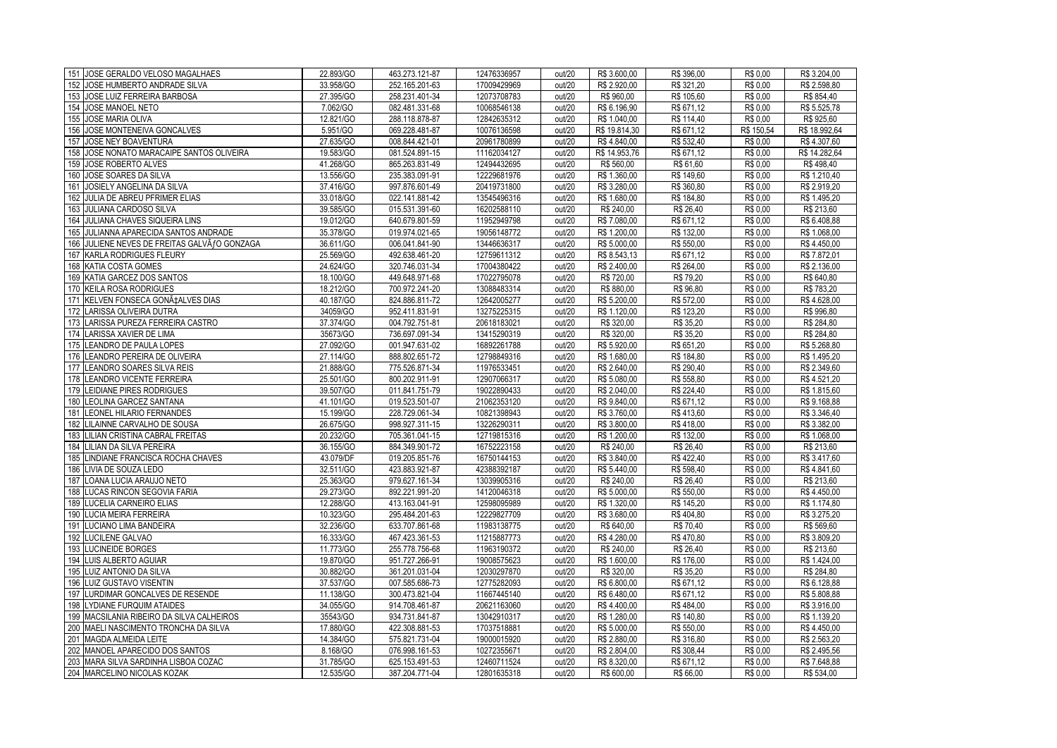| | | | | | | | | | |
|---|---|---|---|---|---|---|---|---|---|
| 151 | JOSE GERALDO VELOSO MAGALHAES | 22.893/GO | 463.273.121-87 | 12476336957 | out/20 | R$ 3.600,00 | R$ 396,00 | R$ 0,00 | R$ 3.204,00 |
| 152 | JOSE HUMBERTO ANDRADE SILVA | 33.958/GO | 252.165.201-63 | 17009429969 | out/20 | R$ 2.920,00 | R$ 321,20 | R$ 0,00 | R$ 2.598,80 |
| 153 | JOSE LUIZ FERREIRA BARBOSA | 27.395/GO | 258.231.401-34 | 12073708783 | out/20 | R$ 960,00 | R$ 105,60 | R$ 0,00 | R$ 854,40 |
| 154 | JOSE MANOEL NETO | 7.062/GO | 082.481.331-68 | 10068546138 | out/20 | R$ 6.196,90 | R$ 671,12 | R$ 0,00 | R$ 5.525,78 |
| 155 | JOSE MARIA OLIVA | 12.821/GO | 288.118.878-87 | 12842635312 | out/20 | R$ 1.040,00 | R$ 114,40 | R$ 0,00 | R$ 925,60 |
| 156 | JOSE MONTENEIVA GONCALVES | 5.951/GO | 069.228.481-87 | 10076136598 | out/20 | R$ 19.814,30 | R$ 671,12 | R$ 150,54 | R$ 18.992,64 |
| 157 | JOSE NEY BOAVENTURA | 27.635/GO | 008.844.421-01 | 20961780899 | out/20 | R$ 4.840,00 | R$ 532,40 | R$ 0,00 | R$ 4.307,60 |
| 158 | JOSE NONATO MARACAIPE SANTOS OLIVEIRA | 19.583/GO | 081.524.891-15 | 11162034127 | out/20 | R$ 14.953,76 | R$ 671,12 | R$ 0,00 | R$ 14.282,64 |
| 159 | JOSE ROBERTO ALVES | 41.268/GO | 865.263.831-49 | 12494432695 | out/20 | R$ 560,00 | R$ 61,60 | R$ 0,00 | R$ 498,40 |
| 160 | JOSE SOARES DA SILVA | 13.556/GO | 235.383.091-91 | 12229681976 | out/20 | R$ 1.360,00 | R$ 149,60 | R$ 0,00 | R$ 1.210,40 |
| 161 | JOSIELY ANGELINA DA SILVA | 37.416/GO | 997.876.601-49 | 20419731800 | out/20 | R$ 3.280,00 | R$ 360,80 | R$ 0,00 | R$ 2.919,20 |
| 162 | JULIA DE ABREU PFRIMER ELIAS | 33.018/GO | 022.141.881-42 | 13545496316 | out/20 | R$ 1.680,00 | R$ 184,80 | R$ 0,00 | R$ 1.495,20 |
| 163 | JULIANA CARDOSO SILVA | 39.585/GO | 015.531.391-60 | 16202588110 | out/20 | R$ 240,00 | R$ 26,40 | R$ 0,00 | R$ 213,60 |
| 164 | JULIANA CHAVES SIQUEIRA LINS | 19.012/GO | 640.679.801-59 | 11952949798 | out/20 | R$ 7.080,00 | R$ 671,12 | R$ 0,00 | R$ 6.408,88 |
| 165 | JULIANNA APARECIDA SANTOS ANDRADE | 35.378/GO | 019.974.021-65 | 19056148772 | out/20 | R$ 1.200,00 | R$ 132,00 | R$ 0,00 | R$ 1.068,00 |
| 166 | JULIENE NEVES DE FREITAS GALVÃƒO GONZAGA | 36.611/GO | 006.041.841-90 | 13446636317 | out/20 | R$ 5.000,00 | R$ 550,00 | R$ 0,00 | R$ 4.450,00 |
| 167 | KARLA RODRIGUES FLEURY | 25.569/GO | 492.638.461-20 | 12759611312 | out/20 | R$ 8.543,13 | R$ 671,12 | R$ 0,00 | R$ 7.872,01 |
| 168 | KATIA COSTA GOMES | 24.624/GO | 320.746.031-34 | 17004380422 | out/20 | R$ 2.400,00 | R$ 264,00 | R$ 0,00 | R$ 2.136,00 |
| 169 | KATIA GARCEZ DOS SANTOS | 18.100/GO | 449.648.971-68 | 17022795078 | out/20 | R$ 720,00 | R$ 79,20 | R$ 0,00 | R$ 640,80 |
| 170 | KEILA ROSA RODRIGUES | 18.212/GO | 700.972.241-20 | 13088483314 | out/20 | R$ 880,00 | R$ 96,80 | R$ 0,00 | R$ 783,20 |
| 171 | KELVEN FONSECA GONÃ‡ALVES DIAS | 40.187/GO | 824.886.811-72 | 12642005277 | out/20 | R$ 5.200,00 | R$ 572,00 | R$ 0,00 | R$ 4.628,00 |
| 172 | LARISSA OLIVEIRA DUTRA | 34059/GO | 952.411.831-91 | 13275225315 | out/20 | R$ 1.120,00 | R$ 123,20 | R$ 0,00 | R$ 996,80 |
| 173 | LARISSA PUREZA FERREIRA CASTRO | 37.374/GO | 004.792.751-81 | 20618183021 | out/20 | R$ 320,00 | R$ 35,20 | R$ 0,00 | R$ 284,80 |
| 174 | LARISSA XAVIER DE LIMA | 35673/GO | 736.697.091-34 | 13415290319 | out/20 | R$ 320,00 | R$ 35,20 | R$ 0,00 | R$ 284,80 |
| 175 | LEANDRO DE PAULA LOPES | 27.092/GO | 001.947.631-02 | 16892261788 | out/20 | R$ 5.920,00 | R$ 651,20 | R$ 0,00 | R$ 5.268,80 |
| 176 | LEANDRO PEREIRA DE OLIVEIRA | 27.114/GO | 888.802.651-72 | 12798849316 | out/20 | R$ 1.680,00 | R$ 184,80 | R$ 0,00 | R$ 1.495,20 |
| 177 | LEANDRO SOARES SILVA REIS | 21.888/GO | 775.526.871-34 | 11976533451 | out/20 | R$ 2.640,00 | R$ 290,40 | R$ 0,00 | R$ 2.349,60 |
| 178 | LEANDRO VICENTE FERREIRA | 25.501/GO | 800.202.911-91 | 12907066317 | out/20 | R$ 5.080,00 | R$ 558,80 | R$ 0,00 | R$ 4.521,20 |
| 179 | LEIDIANE PIRES RODRIGUES | 39.507/GO | 011.841.751-79 | 19022890433 | out/20 | R$ 2.040,00 | R$ 224,40 | R$ 0,00 | R$ 1.815,60 |
| 180 | LEOLINA GARCEZ SANTANA | 41.101/GO | 019.523.501-07 | 21062353120 | out/20 | R$ 9.840,00 | R$ 671,12 | R$ 0,00 | R$ 9.168,88 |
| 181 | LEONEL HILARIO FERNANDES | 15.199/GO | 228.729.061-34 | 10821398943 | out/20 | R$ 3.760,00 | R$ 413,60 | R$ 0,00 | R$ 3.346,40 |
| 182 | LILAINNE CARVALHO DE SOUSA | 26.675/GO | 998.927.311-15 | 13226290311 | out/20 | R$ 3.800,00 | R$ 418,00 | R$ 0,00 | R$ 3.382,00 |
| 183 | LILIAN CRISTINA CABRAL FREITAS | 20.232/GO | 705.361.041-15 | 12719815316 | out/20 | R$ 1.200,00 | R$ 132,00 | R$ 0,00 | R$ 1.068,00 |
| 184 | LILIAN DA SILVA PEREIRA | 36.155/GO | 884.349.901-72 | 16752223158 | out/20 | R$ 240,00 | R$ 26,40 | R$ 0,00 | R$ 213,60 |
| 185 | LINDIANE FRANCISCA ROCHA CHAVES | 43.079/DF | 019.205.851-76 | 16750144153 | out/20 | R$ 3.840,00 | R$ 422,40 | R$ 0,00 | R$ 3.417,60 |
| 186 | LIVIA DE SOUZA LEDO | 32.511/GO | 423.883.921-87 | 42388392187 | out/20 | R$ 5.440,00 | R$ 598,40 | R$ 0,00 | R$ 4.841,60 |
| 187 | LOANA LUCIA ARAUJO NETO | 25.363/GO | 979.627.161-34 | 13039905316 | out/20 | R$ 240,00 | R$ 26,40 | R$ 0,00 | R$ 213,60 |
| 188 | LUCAS RINCON SEGOVIA FARIA | 29.273/GO | 892.221.991-20 | 14120046318 | out/20 | R$ 5.000,00 | R$ 550,00 | R$ 0,00 | R$ 4.450,00 |
| 189 | LUCELIA CARNEIRO ELIAS | 12.288/GO | 413.163.041-91 | 12598095989 | out/20 | R$ 1.320,00 | R$ 145,20 | R$ 0,00 | R$ 1.174,80 |
| 190 | LUCIA MEIRA FERREIRA | 10.323/GO | 295.484.201-63 | 12229827709 | out/20 | R$ 3.680,00 | R$ 404,80 | R$ 0,00 | R$ 3.275,20 |
| 191 | LUCIANO LIMA BANDEIRA | 32.236/GO | 633.707.861-68 | 11983138775 | out/20 | R$ 640,00 | R$ 70,40 | R$ 0,00 | R$ 569,60 |
| 192 | LUCILENE GALVAO | 16.333/GO | 467.423.361-53 | 11215887773 | out/20 | R$ 4.280,00 | R$ 470,80 | R$ 0,00 | R$ 3.809,20 |
| 193 | LUCINEIDE BORGES | 11.773/GO | 255.778.756-68 | 11963190372 | out/20 | R$ 240,00 | R$ 26,40 | R$ 0,00 | R$ 213,60 |
| 194 | LUIS ALBERTO AGUIAR | 19.870/GO | 951.727.266-91 | 19008575623 | out/20 | R$ 1.600,00 | R$ 176,00 | R$ 0,00 | R$ 1.424,00 |
| 195 | LUIZ ANTONIO DA SILVA | 30.882/GO | 361.201.031-04 | 12030297870 | out/20 | R$ 320,00 | R$ 35,20 | R$ 0,00 | R$ 284,80 |
| 196 | LUIZ GUSTAVO VISENTIN | 37.537/GO | 007.585.686-73 | 12775282093 | out/20 | R$ 6.800,00 | R$ 671,12 | R$ 0,00 | R$ 6.128,88 |
| 197 | LURDIMAR GONCALVES DE RESENDE | 11.138/GO | 300.473.821-04 | 11667445140 | out/20 | R$ 6.480,00 | R$ 671,12 | R$ 0,00 | R$ 5.808,88 |
| 198 | LYDIANE FURQUIM ATAIDES | 34.055/GO | 914.708.461-87 | 20621163060 | out/20 | R$ 4.400,00 | R$ 484,00 | R$ 0,00 | R$ 3.916,00 |
| 199 | MACSILANIA RIBEIRO DA SILVA CALHEIROS | 35543/GO | 934.731.841-87 | 13042910317 | out/20 | R$ 1.280,00 | R$ 140,80 | R$ 0,00 | R$ 1.139,20 |
| 200 | MAELI NASCIMENTO TRONCHA DA SILVA | 17.880/GO | 422.308.881-53 | 17037518881 | out/20 | R$ 5.000,00 | R$ 550,00 | R$ 0,00 | R$ 4.450,00 |
| 201 | MAGDA ALMEIDA LEITE | 14.384/GO | 575.821.731-04 | 19000015920 | out/20 | R$ 2.880,00 | R$ 316,80 | R$ 0,00 | R$ 2.563,20 |
| 202 | MANOEL APARECIDO DOS SANTOS | 8.168/GO | 076.998.161-53 | 10272355671 | out/20 | R$ 2.804,00 | R$ 308,44 | R$ 0,00 | R$ 2.495,56 |
| 203 | MARA SILVA SARDINHA LISBOA COZAC | 31.785/GO | 625.153.491-53 | 12460711524 | out/20 | R$ 8.320,00 | R$ 671,12 | R$ 0,00 | R$ 7.648,88 |
| 204 | MARCELINO NICOLAS KOZAK | 12.535/GO | 387.204.771-04 | 12801635318 | out/20 | R$ 600,00 | R$ 66,00 | R$ 0,00 | R$ 534,00 |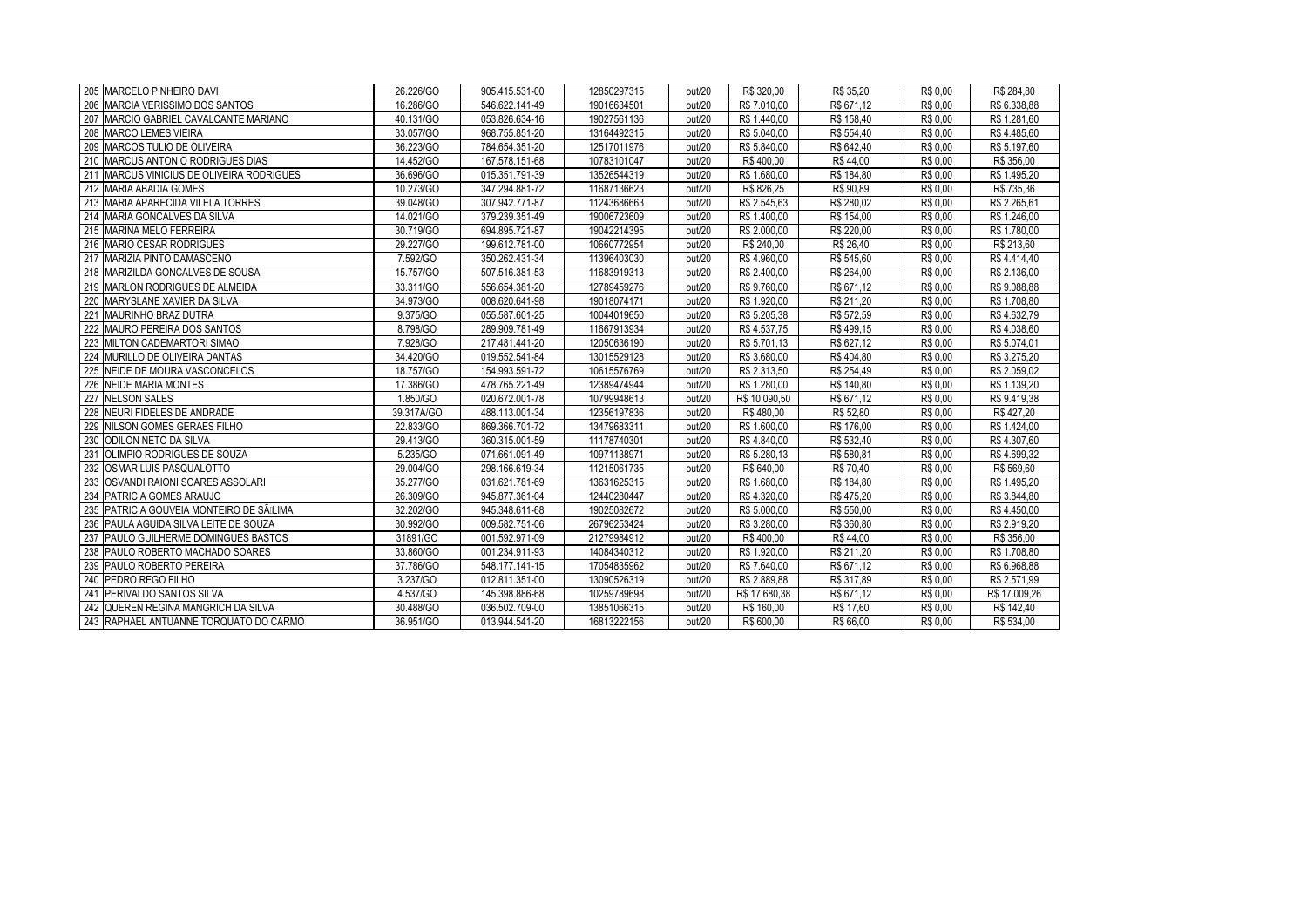| | | | | | | | | | |
|---|---|---|---|---|---|---|---|---|---|
| 205 | MARCELO PINHEIRO DAVI | 26.226/GO | 905.415.531-00 | 12850297315 | out/20 | R$ 320,00 | R$ 35,20 | R$ 0,00 | R$ 284,80 |
| 206 | MARCIA VERISSIMO DOS SANTOS | 16.286/GO | 546.622.141-49 | 19016634501 | out/20 | R$ 7.010,00 | R$ 671,12 | R$ 0,00 | R$ 6.338,88 |
| 207 | MARCIO GABRIEL CAVALCANTE MARIANO | 40.131/GO | 053.826.634-16 | 19027561136 | out/20 | R$ 1.440,00 | R$ 158,40 | R$ 0,00 | R$ 1.281,60 |
| 208 | MARCO LEMES VIEIRA | 33.057/GO | 968.755.851-20 | 13164492315 | out/20 | R$ 5.040,00 | R$ 554,40 | R$ 0,00 | R$ 4.485,60 |
| 209 | MARCOS TULIO DE OLIVEIRA | 36.223/GO | 784.654.351-20 | 12517011976 | out/20 | R$ 5.840,00 | R$ 642,40 | R$ 0,00 | R$ 5.197,60 |
| 210 | MARCUS ANTONIO RODRIGUES DIAS | 14.452/GO | 167.578.151-68 | 10783101047 | out/20 | R$ 400,00 | R$ 44,00 | R$ 0,00 | R$ 356,00 |
| 211 | MARCUS VINICIUS DE OLIVEIRA RODRIGUES | 36.696/GO | 015.351.791-39 | 13526544319 | out/20 | R$ 1.680,00 | R$ 184,80 | R$ 0,00 | R$ 1.495,20 |
| 212 | MARIA ABADIA GOMES | 10.273/GO | 347.294.881-72 | 11687136623 | out/20 | R$ 826,25 | R$ 90,89 | R$ 0,00 | R$ 735,36 |
| 213 | MARIA APARECIDA VILELA TORRES | 39.048/GO | 307.942.771-87 | 11243686663 | out/20 | R$ 2.545,63 | R$ 280,02 | R$ 0,00 | R$ 2.265,61 |
| 214 | MARIA GONCALVES DA SILVA | 14.021/GO | 379.239.351-49 | 19006723609 | out/20 | R$ 1.400,00 | R$ 154,00 | R$ 0,00 | R$ 1.246,00 |
| 215 | MARINA MELO FERREIRA | 30.719/GO | 694.895.721-87 | 19042214395 | out/20 | R$ 2.000,00 | R$ 220,00 | R$ 0,00 | R$ 1.780,00 |
| 216 | MARIO CESAR RODRIGUES | 29.227/GO | 199.612.781-00 | 10660772954 | out/20 | R$ 240,00 | R$ 26,40 | R$ 0,00 | R$ 213,60 |
| 217 | MARIZIA PINTO DAMASCENO | 7.592/GO | 350.262.431-34 | 11396403030 | out/20 | R$ 4.960,00 | R$ 545,60 | R$ 0,00 | R$ 4.414,40 |
| 218 | MARIZILDA GONCALVES DE SOUSA | 15.757/GO | 507.516.381-53 | 11683919313 | out/20 | R$ 2.400,00 | R$ 264,00 | R$ 0,00 | R$ 2.136,00 |
| 219 | MARLON RODRIGUES DE ALMEIDA | 33.311/GO | 556.654.381-20 | 12789459276 | out/20 | R$ 9.760,00 | R$ 671,12 | R$ 0,00 | R$ 9.088,88 |
| 220 | MARYSLANE XAVIER DA SILVA | 34.973/GO | 008.620.641-98 | 19018074171 | out/20 | R$ 1.920,00 | R$ 211,20 | R$ 0,00 | R$ 1.708,80 |
| 221 | MAURINHO BRAZ DUTRA | 9.375/GO | 055.587.601-25 | 10044019650 | out/20 | R$ 5.205,38 | R$ 572,59 | R$ 0,00 | R$ 4.632,79 |
| 222 | MAURO PEREIRA DOS SANTOS | 8.798/GO | 289.909.781-49 | 11667913934 | out/20 | R$ 4.537,75 | R$ 499,15 | R$ 0,00 | R$ 4.038,60 |
| 223 | MILTON CADEMARTORI SIMAO | 7.928/GO | 217.481.441-20 | 12050636190 | out/20 | R$ 5.701,13 | R$ 627,12 | R$ 0,00 | R$ 5.074,01 |
| 224 | MURILLO DE OLIVEIRA DANTAS | 34.420/GO | 019.552.541-84 | 13015529128 | out/20 | R$ 3.680,00 | R$ 404,80 | R$ 0,00 | R$ 3.275,20 |
| 225 | NEIDE DE MOURA VASCONCELOS | 18.757/GO | 154.993.591-72 | 10615576769 | out/20 | R$ 2.313,50 | R$ 254,49 | R$ 0,00 | R$ 2.059,02 |
| 226 | NEIDE MARIA MONTES | 17.386/GO | 478.765.221-49 | 12389474944 | out/20 | R$ 1.280,00 | R$ 140,80 | R$ 0,00 | R$ 1.139,20 |
| 227 | NELSON SALES | 1.850/GO | 020.672.001-78 | 10799948613 | out/20 | R$ 10.090,50 | R$ 671,12 | R$ 0,00 | R$ 9.419,38 |
| 228 | NEURI FIDELES DE ANDRADE | 39.317A/GO | 488.113.001-34 | 12356197836 | out/20 | R$ 480,00 | R$ 52,80 | R$ 0,00 | R$ 427,20 |
| 229 | NILSON GOMES GERAES FILHO | 22.833/GO | 869.366.701-72 | 13479683311 | out/20 | R$ 1.600,00 | R$ 176,00 | R$ 0,00 | R$ 1.424,00 |
| 230 | ODILON NETO DA SILVA | 29.413/GO | 360.315.001-59 | 11178740301 | out/20 | R$ 4.840,00 | R$ 532,40 | R$ 0,00 | R$ 4.307,60 |
| 231 | OLIMPIO RODRIGUES DE SOUZA | 5.235/GO | 071.661.091-49 | 10971138971 | out/20 | R$ 5.280,13 | R$ 580,81 | R$ 0,00 | R$ 4.699,32 |
| 232 | OSMAR LUIS PASQUALOTTO | 29.004/GO | 298.166.619-34 | 11215061735 | out/20 | R$ 640,00 | R$ 70,40 | R$ 0,00 | R$ 569,60 |
| 233 | OSVANDI RAIONI SOARES ASSOLARI | 35.277/GO | 031.621.781-69 | 13631625315 | out/20 | R$ 1.680,00 | R$ 184,80 | R$ 0,00 | R$ 1.495,20 |
| 234 | PATRICIA GOMES ARAUJO | 26.309/GO | 945.877.361-04 | 12440280447 | out/20 | R$ 4.320,00 | R$ 475,20 | R$ 0,00 | R$ 3.844,80 |
| 235 | PATRICIA GOUVEIA MONTEIRO DE SÃ LIMA | 32.202/GO | 945.348.611-68 | 19025082672 | out/20 | R$ 5.000,00 | R$ 550,00 | R$ 0,00 | R$ 4.450,00 |
| 236 | PAULA AGUIDA SILVA LEITE DE SOUZA | 30.992/GO | 009.582.751-06 | 26796253424 | out/20 | R$ 3.280,00 | R$ 360,80 | R$ 0,00 | R$ 2.919,20 |
| 237 | PAULO GUILHERME DOMINGUES BASTOS | 31891/GO | 001.592.971-09 | 21279984912 | out/20 | R$ 400,00 | R$ 44,00 | R$ 0,00 | R$ 356,00 |
| 238 | PAULO ROBERTO MACHADO SOARES | 33.860/GO | 001.234.911-93 | 14084340312 | out/20 | R$ 1.920,00 | R$ 211,20 | R$ 0,00 | R$ 1.708,80 |
| 239 | PAULO ROBERTO PEREIRA | 37.786/GO | 548.177.141-15 | 17054835962 | out/20 | R$ 7.640,00 | R$ 671,12 | R$ 0,00 | R$ 6.968,88 |
| 240 | PEDRO REGO FILHO | 3.237/GO | 012.811.351-00 | 13090526319 | out/20 | R$ 2.889,88 | R$ 317,89 | R$ 0,00 | R$ 2.571,99 |
| 241 | PERIVALDO SANTOS SILVA | 4.537/GO | 145.398.886-68 | 10259789698 | out/20 | R$ 17.680,38 | R$ 671,12 | R$ 0,00 | R$ 17.009,26 |
| 242 | QUEREN REGINA MANGRICH DA SILVA | 30.488/GO | 036.502.709-00 | 13851066315 | out/20 | R$ 160,00 | R$ 17,60 | R$ 0,00 | R$ 142,40 |
| 243 | RAPHAEL ANTUANNE TORQUATO DO CARMO | 36.951/GO | 013.944.541-20 | 16813222156 | out/20 | R$ 600,00 | R$ 66,00 | R$ 0,00 | R$ 534,00 |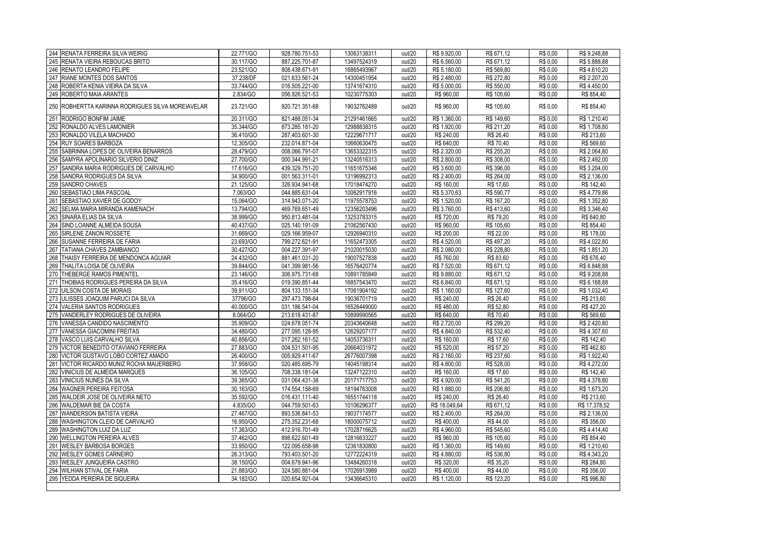| | | | | | | | | | |
|---|---|---|---|---|---|---|---|---|---|
| 244 | RENATA FERREIRA SILVA WEIRIG | 22.771/GO | 928.780.751-53 | 13063138311 | out/20 | R$ 9.920,00 | R$ 671,12 | R$ 0,00 | R$ 9.248,88 |
| 245 | RENATA VIEIRA REBOUCAS BRITO | 30.117/GO | 887.225.701-87 | 13497524319 | out/20 | R$ 6.560,00 | R$ 671,12 | R$ 0,00 | R$ 5.888,88 |
| 246 | RENATO LEANDRO FELIPE | 23.521/GO | 808.438.671-91 | 16865493967 | out/20 | R$ 5.180,00 | R$ 569,80 | R$ 0,00 | R$ 4.610,20 |
| 247 | RIANE MONTES DOS SANTOS | 37.238/DF | 021.633.561-24 | 14300451954 | out/20 | R$ 2.480,00 | R$ 272,80 | R$ 0,00 | R$ 2.207,20 |
| 248 | ROBERTA KENIA VIEIRA DA SILVA | 33.744/GO | 016.505.221-00 | 13741674310 | out/20 | R$ 5.000,00 | R$ 550,00 | R$ 0,00 | R$ 4.450,00 |
| 249 | ROBERTO MAIA ARANTES | 2.834/GO | 056.926.521-53 | 10230775303 | out/20 | R$ 960,00 | R$ 105,60 | R$ 0,00 | R$ 854,40 |
| 250 | ROBHERTTA KARINNA RODRIGUES SILVA MOREIAVELAR | 23.721/GO | 920.721.351-68 | 19032762489 | out/20 | R$ 960,00 | R$ 105,60 | R$ 0,00 | R$ 854,40 |
| 251 | RODRIGO BONFIM JAIME | 20.311/GO | 821.488.051-34 | 21291461665 | out/20 | R$ 1.360,00 | R$ 149,60 | R$ 0,00 | R$ 1.210,40 |
| 252 | RONALDO ALVES LAMONIER | 35.344/GO | 873.285.181-20 | 12988838315 | out/20 | R$ 1.920,00 | R$ 211,20 | R$ 0,00 | R$ 1.708,80 |
| 253 | RONALDO VILELA MACHADO | 36.410/GO | 287.403.601-30 | 12229671717 | out/20 | R$ 240,00 | R$ 26,40 | R$ 0,00 | R$ 213,60 |
| 254 | RUY SOARES BARBOZA | 12.305/GO | 232.014.871-04 | 10660630475 | out/20 | R$ 640,00 | R$ 70,40 | R$ 0,00 | R$ 569,60 |
| 255 | SABRINNA LOPES DE OLIVEIRA BENARROS | 28.479/GO | 008.066.791-07 | 13653322315 | out/20 | R$ 2.320,00 | R$ 255,20 | R$ 0,00 | R$ 2.064,80 |
| 256 | SAMYRA APOLINARIO SILVERIO DINIZ | 27.700/GO | 000.344.991-21 | 13240516313 | out/20 | R$ 2.800,00 | R$ 308,00 | R$ 0,00 | R$ 2.492,00 |
| 257 | SANDRA MARIA RODRIGUES DE CARVALHO | 17.616/GO | 439.329.751-20 | 11651675346 | out/20 | R$ 3.600,00 | R$ 396,00 | R$ 0,00 | R$ 3.204,00 |
| 258 | SANDRA RODRIGUES DA SILVA | 34.900/GO | 001.563.311-01 | 13196992313 | out/20 | R$ 2.400,00 | R$ 264,00 | R$ 0,00 | R$ 2.136,00 |
| 259 | SANDRO CHAVES | 21.125/GO | 326.934.941-68 | 17018474270 | out/20 | R$ 160,00 | R$ 17,60 | R$ 0,00 | R$ 142,40 |
| 260 | SEBASTIAO LIMA PASCOAL | 7.063/GO | 044.885.631-04 | 10062917916 | out/20 | R$ 5.370,63 | R$ 590,77 | R$ 0,00 | R$ 4.779,86 |
| 261 | SEBASTIAO XAVIER DE GODOY | 15.064/GO | 314.943.071-20 | 11975578753 | out/20 | R$ 1.520,00 | R$ 167,20 | R$ 0,00 | R$ 1.352,80 |
| 262 | SELMA MARIA MIRANDA KAMENACH | 13.794/GO | 469.769.651-49 | 12356203496 | out/20 | R$ 3.760,00 | R$ 413,60 | R$ 0,00 | R$ 3.346,40 |
| 263 | SINARA ELIAS DA SILVA | 38.999/GO | 950.813.481-04 | 13253783315 | out/20 | R$ 720,00 | R$ 79,20 | R$ 0,00 | R$ 640,80 |
| 264 | SIND LOANNE ALMEIDA SOUSA | 40.437/GO | 025.140.191-09 | 21062567430 | out/20 | R$ 960,00 | R$ 105,60 | R$ 0,00 | R$ 854,40 |
| 265 | SIRLENE ZANON ROSSETE | 31.669/GO | 029.166.959-07 | 12926940310 | out/20 | R$ 200,00 | R$ 22,00 | R$ 0,00 | R$ 178,00 |
| 266 | SUSANNE FERREIRA DE FARIA | 23.693/GO | 799.272.621-91 | 11652473305 | out/20 | R$ 4.520,00 | R$ 497,20 | R$ 0,00 | R$ 4.022,80 |
| 267 | TATIANA CHAVES ZAMBIANCO | 30.427/GO | 004.227.391-97 | 21020015030 | out/20 | R$ 2.080,00 | R$ 228,80 | R$ 0,00 | R$ 1.851,20 |
| 268 | THAISY FERREIRA DE MENDONCA AGUIAR | 24.432/GO | 881.461.031-20 | 19007527838 | out/20 | R$ 760,00 | R$ 83,60 | R$ 0,00 | R$ 676,40 |
| 269 | THALITA LOISA DE OLIVEIRA | 39.844/GO | 041.399.981-56 | 16576420774 | out/20 | R$ 7.520,00 | R$ 671,12 | R$ 0,00 | R$ 6.848,88 |
| 270 | THEBERGE RAMOS PIMENTEL | 23.146/GO | 306.975.731-68 | 10891785849 | out/20 | R$ 9.880,00 | R$ 671,12 | R$ 0,00 | R$ 9.208,88 |
| 271 | THOBIAS RODRIGUES PEREIRA DA SILVA | 35.416/GO | 019.390.851-44 | 16857543470 | out/20 | R$ 6.840,00 | R$ 671,12 | R$ 0,00 | R$ 6.168,88 |
| 272 | UILSON COSTA DE MORAIS | 39.911/GO | 804.133.151-34 | 17061904192 | out/20 | R$ 1.160,00 | R$ 127,60 | R$ 0,00 | R$ 1.032,40 |
| 273 | ULISSES JOAQUIM PARUCI DA SILVA | 37796/GO | 297.473.798-64 | 19036701719 | out/20 | R$ 240,00 | R$ 26,40 | R$ 0,00 | R$ 213,60 |
| 274 | VALERIA SANTOS RODRIGUES | 40.000/GO | 031.186.541-04 | 16526449000 | out/20 | R$ 480,00 | R$ 52,80 | R$ 0,00 | R$ 427,20 |
| 275 | VANDERLEY RODRIGUES DE OLIVEIRA | 8.064/GO | 213.618.431-87 | 10899990565 | out/20 | R$ 640,00 | R$ 70,40 | R$ 0,00 | R$ 569,60 |
| 276 | VANESSA CANDIDO NASCIMENTO | 35.909/GO | 024.678.051-74 | 20343640648 | out/20 | R$ 2.720,00 | R$ 299,20 | R$ 0,00 | R$ 2.420,80 |
| 277 | VANESSA GIACOMINI FREITAS | 34.480/GO | 277.095.128-95 | 12629207177 | out/20 | R$ 4.840,00 | R$ 532,40 | R$ 0,00 | R$ 4.307,60 |
| 278 | VASCO LUIS CARVALHO SILVA | 40.856/GO | 017.262.161-52 | 14053736311 | out/20 | R$ 160,00 | R$ 17,60 | R$ 0,00 | R$ 142,40 |
| 279 | VICTOR BENEDITO OTAVIANO FERREIRA | 27.883/GO | 004.531.501-95 | 20664031972 | out/20 | R$ 520,00 | R$ 57,20 | R$ 0,00 | R$ 462,80 |
| 280 | VICTOR GUSTAVO LOBO CORTEZ AMADO | 26.400/GO | 005.929.411-67 | 26776007398 | out/20 | R$ 2.160,00 | R$ 237,60 | R$ 0,00 | R$ 1.922,40 |
| 281 | VICTOR RICARDO MUNIZ ROCHA MAUERBERG | 37.958/GO | 020.485.695-79 | 14045198314 | out/20 | R$ 4.800,00 | R$ 528,00 | R$ 0,00 | R$ 4.272,00 |
| 282 | VINICIUS DE ALMEIDA MARQUES | 36.105/GO | 708.338.181-04 | 13247122310 | out/20 | R$ 160,00 | R$ 17,60 | R$ 0,00 | R$ 142,40 |
| 283 | VINICIUS NUNES DA SILVA | 39.365/GO | 031.064.431-38 | 20171717753 | out/20 | R$ 4.920,00 | R$ 541,20 | R$ 0,00 | R$ 4.378,80 |
| 284 | WAGNER PEREIRA FEITOSA | 30.163/GO | 174.554.158-69 | 18194763008 | out/20 | R$ 1.880,00 | R$ 206,80 | R$ 0,00 | R$ 1.673,20 |
| 285 | WALDEIR JOSE DE OLIVEIRA NETO | 35.592/GO | 016.431.111-40 | 16551744118 | out/20 | R$ 240,00 | R$ 26,40 | R$ 0,00 | R$ 213,60 |
| 286 | WALDEMAR BIE DA COSTA | 4.835/GO | 044.759.501-63 | 10106296377 | out/20 | R$ 18.049,64 | R$ 671,12 | R$ 0,00 | R$ 17.378,52 |
| 287 | WANDERSON BATISTA VIEIRA | 27.467/GO | 893.536.841-53 | 19037174577 | out/20 | R$ 2.400,00 | R$ 264,00 | R$ 0,00 | R$ 2.136,00 |
| 288 | WASHINGTON CLEIO DE CARVALHO | 16.950/GO | 275.352.231-68 | 18000075712 | out/20 | R$ 400,00 | R$ 44,00 | R$ 0,00 | R$ 356,00 |
| 289 | WASHINGTON LUIZ DA LUZ | 17.363/GO | 412.916.701-49 | 17028716625 | out/20 | R$ 4.960,00 | R$ 545,60 | R$ 0,00 | R$ 4.414,40 |
| 290 | WELLINGTON PEREIRA ALVES | 37.462/GO | 898.622.601-49 | 12816633227 | out/20 | R$ 960,00 | R$ 105,60 | R$ 0,00 | R$ 854,40 |
| 291 | WESLEY BARBOSA BORGES | 33.950/GO | 122.095.658-98 | 12361830800 | out/20 | R$ 1.360,00 | R$ 149,60 | R$ 0,00 | R$ 1.210,40 |
| 292 | WESLEY GOMES CARNEIRO | 26.313/GO | 793.403.501-20 | 12772224319 | out/20 | R$ 4.880,00 | R$ 536,80 | R$ 0,00 | R$ 4.343,20 |
| 293 | WESLEY JUNQUEIRA CASTRO | 38.150/GO | 004.679.941-96 | 13484260318 | out/20 | R$ 320,00 | R$ 35,20 | R$ 0,00 | R$ 284,80 |
| 294 | WILHIAN STIVAL DE FARIA | 21.883/GO | 324.580.881-04 | 17026913989 | out/20 | R$ 400,00 | R$ 44,00 | R$ 0,00 | R$ 356,00 |
| 295 | YEDDA PEREIRA DE SIQUEIRA | 34.182/GO | 020.654.921-04 | 13436645310 | out/20 | R$ 1.120,00 | R$ 123,20 | R$ 0,00 | R$ 996,80 |